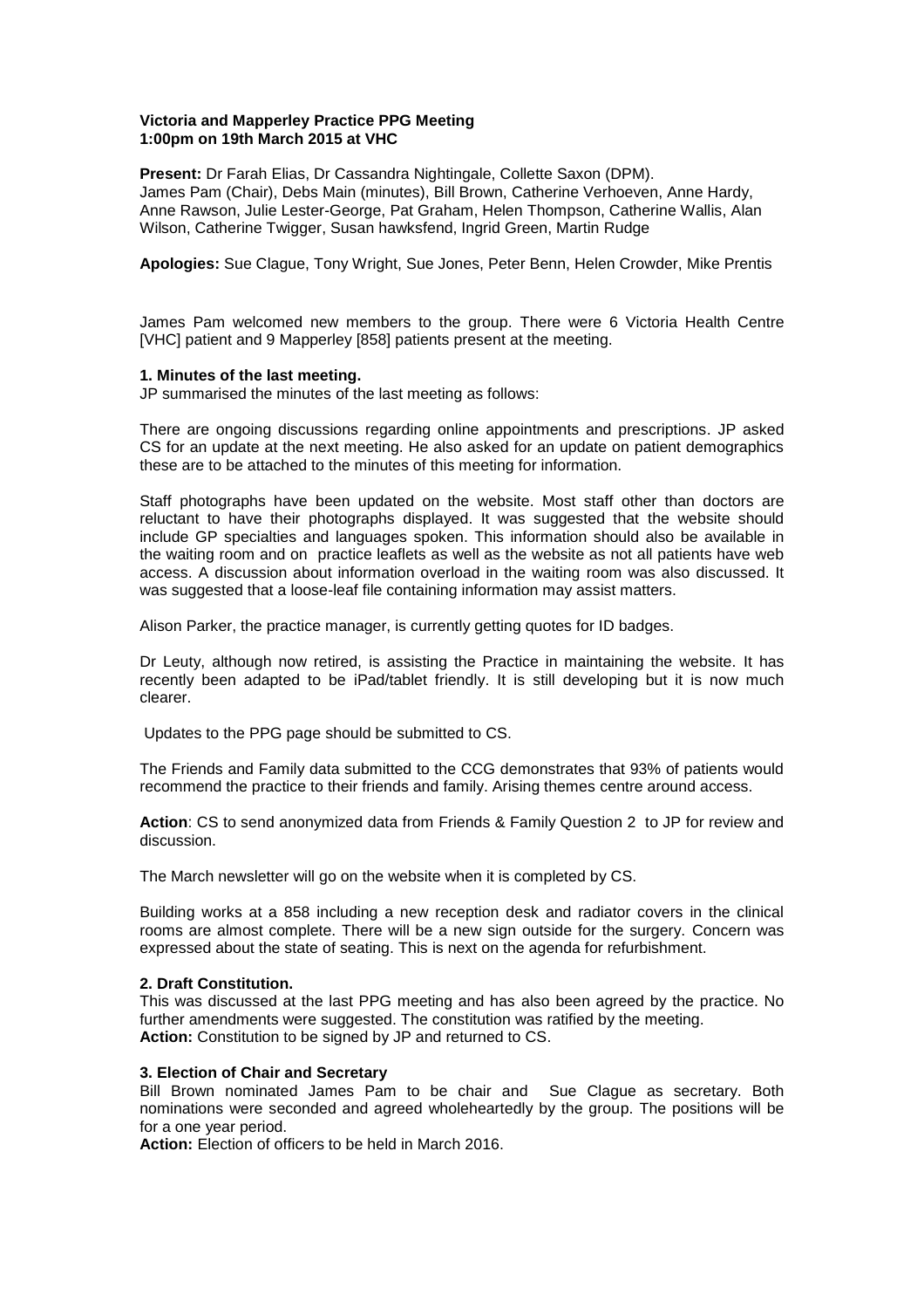**Victoria and Mapperley Practice PPG Meeting**
**1:00pm on 19th March 2015 at VHC**

**Present:** Dr Farah Elias, Dr Cassandra Nightingale, Collette Saxon (DPM). James Pam (Chair), Debs Main (minutes), Bill Brown, Catherine Verhoeven, Anne Hardy, Anne Rawson, Julie Lester-George, Pat Graham, Helen Thompson, Catherine Wallis, Alan Wilson, Catherine Twigger, Susan hawksfend, Ingrid Green, Martin Rudge

**Apologies:** Sue Clague, Tony Wright, Sue Jones, Peter Benn, Helen Crowder, Mike Prentis

James Pam welcomed new members to the group. There were 6 Victoria Health Centre [VHC] patient and 9 Mapperley [858] patients present at the meeting.

**1. Minutes of the last meeting.**

JP summarised the minutes of the last meeting as follows:

There are ongoing discussions regarding online appointments and prescriptions. JP asked CS for an update at the next meeting. He also asked for an update on patient demographics these are to be attached to the minutes of this meeting for information.

Staff photographs have been updated on the website. Most staff other than doctors are reluctant to have their photographs displayed. It was suggested that the website should include GP specialties and languages spoken. This information should also be available in the waiting room and on practice leaflets as well as the website as not all patients have web access. A discussion about information overload in the waiting room was also discussed. It was suggested that a loose-leaf file containing information may assist matters.

Alison Parker, the practice manager, is currently getting quotes for ID badges.

Dr Leuty, although now retired, is assisting the Practice in maintaining the website. It has recently been adapted to be iPad/tablet friendly. It is still developing but it is now much clearer.

Updates to the PPG page should be submitted to CS.

The Friends and Family data submitted to the CCG demonstrates that 93% of patients would recommend the practice to their friends and family. Arising themes centre around access.

**Action**: CS to send anonymized data from Friends & Family Question 2 to JP for review and discussion.

The March newsletter will go on the website when it is completed by CS.

Building works at a 858 including a new reception desk and radiator covers in the clinical rooms are almost complete. There will be a new sign outside for the surgery. Concern was expressed about the state of seating. This is next on the agenda for refurbishment.

**2. Draft Constitution.**

This was discussed at the last PPG meeting and has also been agreed by the practice. No further amendments were suggested. The constitution was ratified by the meeting.
**Action:** Constitution to be signed by JP and returned to CS.

**3. Election of Chair and Secretary**

Bill Brown nominated James Pam to be chair and Sue Clague as secretary. Both nominations were seconded and agreed wholeheartedly by the group. The positions will be for a one year period.
**Action:** Election of officers to be held in March 2016.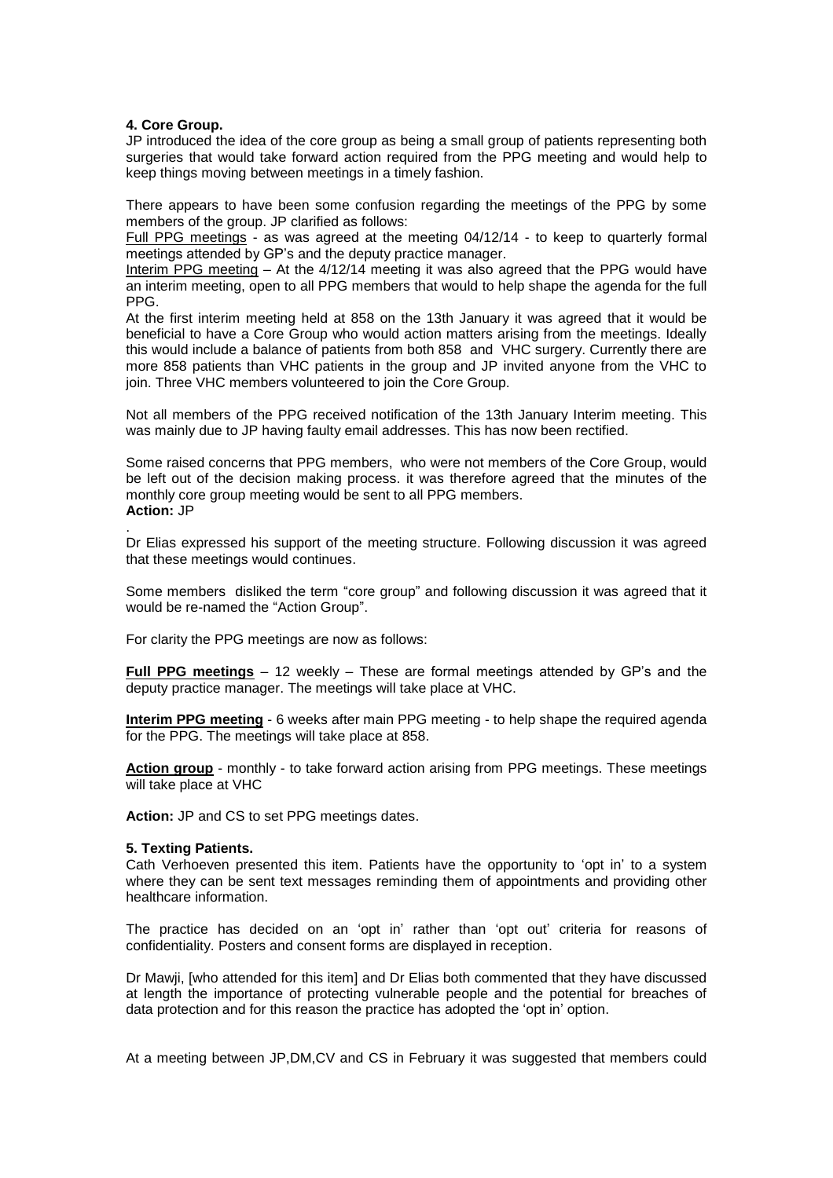**4. Core Group.**

JP introduced the idea of the core group as being a small group of patients representing both surgeries that would take forward action required from the PPG meeting and would help to keep things moving between meetings in a timely fashion.

There appears to have been some confusion regarding the meetings of the PPG by some members of the group. JP clarified as follows:

Full PPG meetings - as was agreed at the meeting 04/12/14 - to keep to quarterly formal meetings attended by GP's and the deputy practice manager.

Interim PPG meeting – At the 4/12/14 meeting it was also agreed that the PPG would have an interim meeting, open to all PPG members that would to help shape the agenda for the full PPG.

At the first interim meeting held at 858 on the 13th January it was agreed that it would be beneficial to have a Core Group who would action matters arising from the meetings. Ideally this would include a balance of patients from both 858 and VHC surgery. Currently there are more 858 patients than VHC patients in the group and JP invited anyone from the VHC to join. Three VHC members volunteered to join the Core Group.

Not all members of the PPG received notification of the 13th January Interim meeting. This was mainly due to JP having faulty email addresses. This has now been rectified.

Some raised concerns that PPG members, who were not members of the Core Group, would be left out of the decision making process. it was therefore agreed that the minutes of the monthly core group meeting would be sent to all PPG members.
**Action:** JP

.
Dr Elias expressed his support of the meeting structure. Following discussion it was agreed that these meetings would continues.

Some members disliked the term "core group" and following discussion it was agreed that it would be re-named the "Action Group".

For clarity the PPG meetings are now as follows:

**Full PPG meetings** – 12 weekly – These are formal meetings attended by GP's and the deputy practice manager. The meetings will take place at VHC.

**Interim PPG meeting** - 6 weeks after main PPG meeting - to help shape the required agenda for the PPG. The meetings will take place at 858.

**Action group** - monthly - to take forward action arising from PPG meetings. These meetings will take place at VHC

**Action:** JP and CS to set PPG meetings dates.

**5. Texting Patients.**

Cath Verhoeven presented this item. Patients have the opportunity to 'opt in' to a system where they can be sent text messages reminding them of appointments and providing other healthcare information.

The practice has decided on an 'opt in' rather than 'opt out' criteria for reasons of confidentiality. Posters and consent forms are displayed in reception.

Dr Mawji, [who attended for this item] and Dr Elias both commented that they have discussed at length the importance of protecting vulnerable people and the potential for breaches of data protection and for this reason the practice has adopted the 'opt in' option.

At a meeting between JP,DM,CV and CS in February it was suggested that members could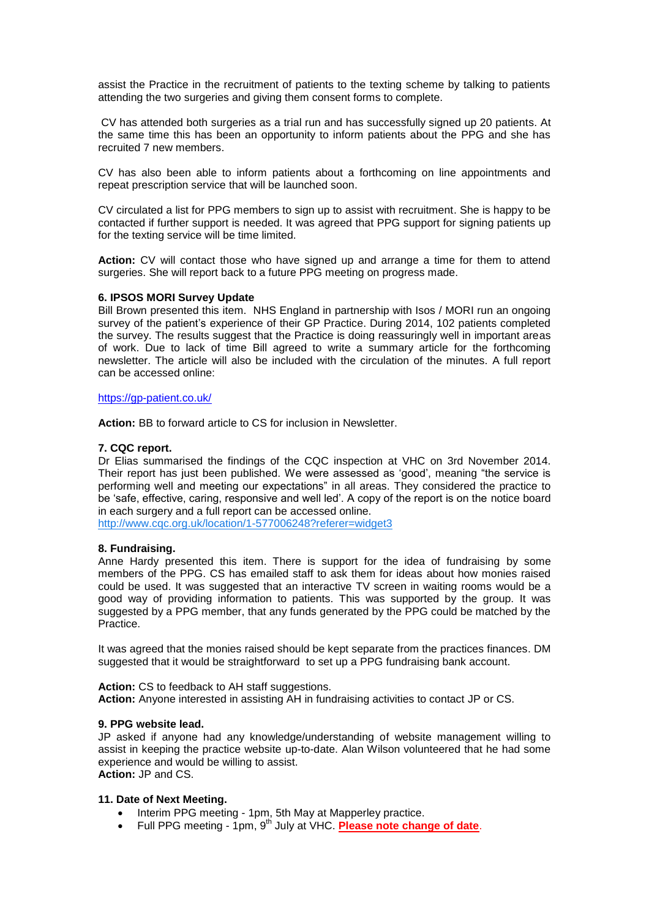assist the Practice in the recruitment of patients to the texting scheme by talking to patients attending the two surgeries and giving them consent forms to complete.

CV has attended both surgeries as a trial run and has successfully signed up 20 patients. At the same time this has been an opportunity to inform patients about the PPG and she has recruited 7 new members.

CV has also been able to inform patients about a forthcoming on line appointments and repeat prescription service that will be launched soon.

CV circulated a list for PPG members to sign up to assist with recruitment. She is happy to be contacted if further support is needed. It was agreed that PPG support for signing patients up for the texting service will be time limited.

**Action:** CV will contact those who have signed up and arrange a time for them to attend surgeries. She will report back to a future PPG meeting on progress made.

**6. IPSOS MORI Survey Update**

Bill Brown presented this item. NHS England in partnership with Isos / MORI run an ongoing survey of the patient's experience of their GP Practice. During 2014, 102 patients completed the survey. The results suggest that the Practice is doing reassuringly well in important areas of work. Due to lack of time Bill agreed to write a summary article for the forthcoming newsletter. The article will also be included with the circulation of the minutes. A full report can be accessed online:

https://gp-patient.co.uk/

**Action:** BB to forward article to CS for inclusion in Newsletter.

**7. CQC report.**

Dr Elias summarised the findings of the CQC inspection at VHC on 3rd November 2014. Their report has just been published. We were assessed as 'good', meaning "the service is performing well and meeting our expectations" in all areas. They considered the practice to be 'safe, effective, caring, responsive and well led'. A copy of the report is on the notice board in each surgery and a full report can be accessed online.
http://www.cqc.org.uk/location/1-577006248?referer=widget3

**8. Fundraising.**

Anne Hardy presented this item. There is support for the idea of fundraising by some members of the PPG. CS has emailed staff to ask them for ideas about how monies raised could be used. It was suggested that an interactive TV screen in waiting rooms would be a good way of providing information to patients. This was supported by the group. It was suggested by a PPG member, that any funds generated by the PPG could be matched by the Practice.

It was agreed that the monies raised should be kept separate from the practices finances. DM suggested that it would be straightforward to set up a PPG fundraising bank account.

**Action:** CS to feedback to AH staff suggestions.
**Action:** Anyone interested in assisting AH in fundraising activities to contact JP or CS.

**9. PPG website lead.**

JP asked if anyone had any knowledge/understanding of website management willing to assist in keeping the practice website up-to-date. Alan Wilson volunteered that he had some experience and would be willing to assist.
**Action:** JP and CS.

**11. Date of Next Meeting.**

- Interim PPG meeting - 1pm, 5th May at Mapperley practice.
- Full PPG meeting - 1pm, 9th July at VHC. **Please note change of date**.